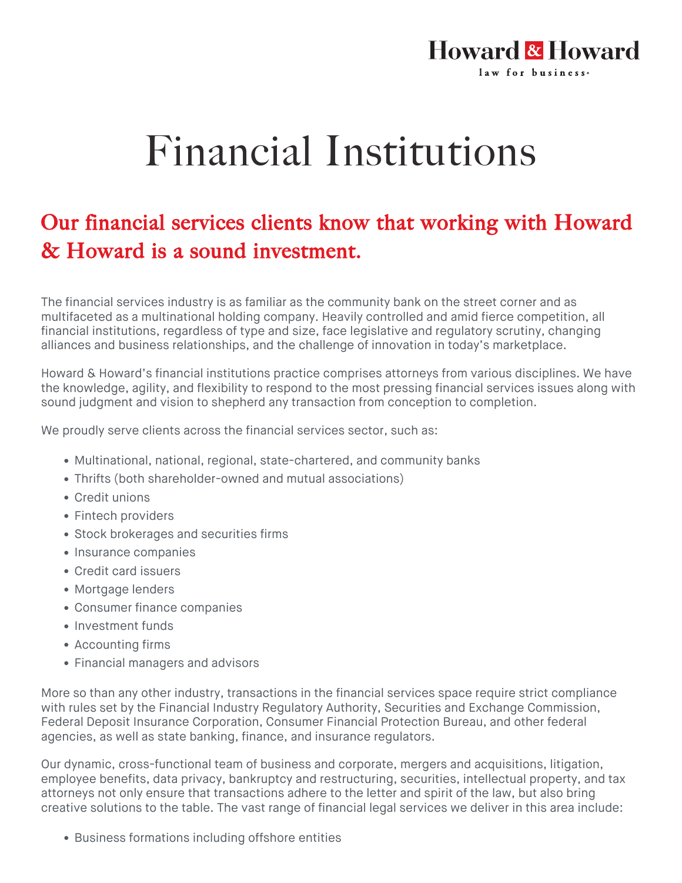Howard & Howard

law for business.

# Financial Institutions

## Our financial services clients know that working with Howard & Howard is a sound investment.

The financial services industry is as familiar as the community bank on the street corner and as multifaceted as a multinational holding company. Heavily controlled and amid fierce competition, all financial institutions, regardless of type and size, face legislative and regulatory scrutiny, changing alliances and business relationships, and the challenge of innovation in today's marketplace.

Howard & Howard's financial institutions practice comprises attorneys from various disciplines. We have the knowledge, agility, and flexibility to respond to the most pressing financial services issues along with sound judgment and vision to shepherd any transaction from conception to completion.

We proudly serve clients across the financial services sector, such as:

- Multinational, national, regional, state-chartered, and community banks
- Thrifts (both shareholder-owned and mutual associations)
- Credit unions
- Fintech providers
- Stock brokerages and securities firms
- Insurance companies
- Credit card issuers
- Mortgage lenders
- Consumer finance companies
- Investment funds
- Accounting firms
- Financial managers and advisors

More so than any other industry, transactions in the financial services space require strict compliance with rules set by the Financial Industry Regulatory Authority, Securities and Exchange Commission, Federal Deposit Insurance Corporation, Consumer Financial Protection Bureau, and other federal agencies, as well as state banking, finance, and insurance regulators.

Our dynamic, cross-functional team of business and corporate, mergers and acquisitions, litigation, employee benefits, data privacy, bankruptcy and restructuring, securities, intellectual property, and tax attorneys not only ensure that transactions adhere to the letter and spirit of the law, but also bring creative solutions to the table. The vast range of financial legal services we deliver in this area include:

- Business formations including offshore entities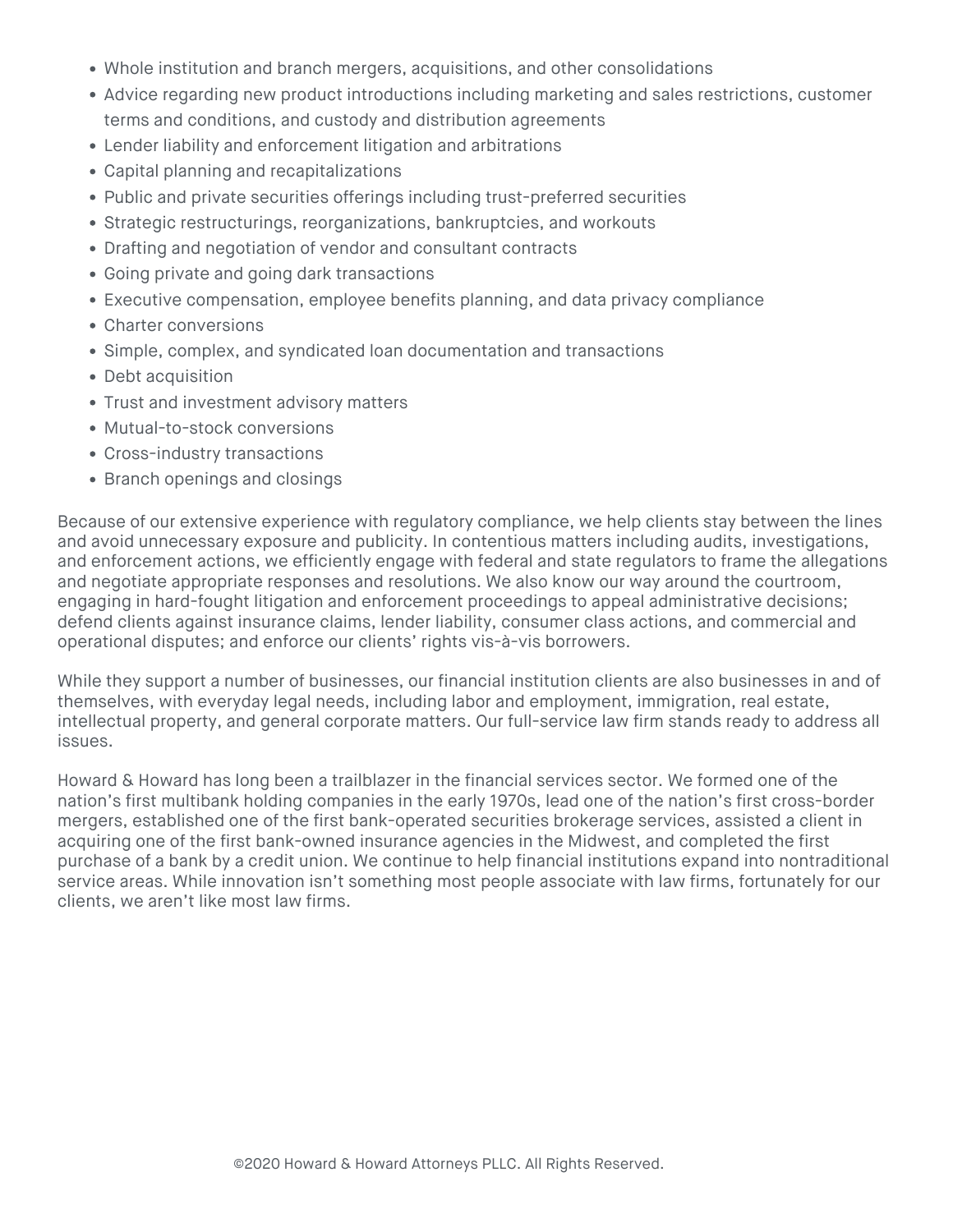- Whole institution and branch mergers, acquisitions, and other consolidations
- Advice regarding new product introductions including marketing and sales restrictions, customer terms and conditions, and custody and distribution agreements
- Lender liability and enforcement litigation and arbitrations
- Capital planning and recapitalizations
- Public and private securities offerings including trust-preferred securities
- Strategic restructurings, reorganizations, bankruptcies, and workouts
- Drafting and negotiation of vendor and consultant contracts
- Going private and going dark transactions
- Executive compensation, employee benefits planning, and data privacy compliance
- Charter conversions
- Simple, complex, and syndicated loan documentation and transactions
- Debt acquisition
- Trust and investment advisory matters
- Mutual-to-stock conversions
- Cross-industry transactions
- Branch openings and closings

Because of our extensive experience with regulatory compliance, we help clients stay between the lines and avoid unnecessary exposure and publicity. In contentious matters including audits, investigations, and enforcement actions, we efficiently engage with federal and state regulators to frame the allegations and negotiate appropriate responses and resolutions. We also know our way around the courtroom, engaging in hard-fought litigation and enforcement proceedings to appeal administrative decisions; defend clients against insurance claims, lender liability, consumer class actions, and commercial and operational disputes; and enforce our clients' rights vis-à-vis borrowers.

While they support a number of businesses, our financial institution clients are also businesses in and of themselves, with everyday legal needs, including labor and employment, immigration, real estate, intellectual property, and general corporate matters. Our full-service law firm stands ready to address all issues.

Howard & Howard has long been a trailblazer in the financial services sector. We formed one of the nation's first multibank holding companies in the early 1970s, lead one of the nation's first cross-border mergers, established one of the first bank-operated securities brokerage services, assisted a client in acquiring one of the first bank-owned insurance agencies in the Midwest, and completed the first purchase of a bank by a credit union. We continue to help financial institutions expand into nontraditional service areas. While innovation isn't something most people associate with law firms, fortunately for our clients, we aren't like most law firms.

©2020 Howard & Howard Attorneys PLLC. All Rights Reserved.